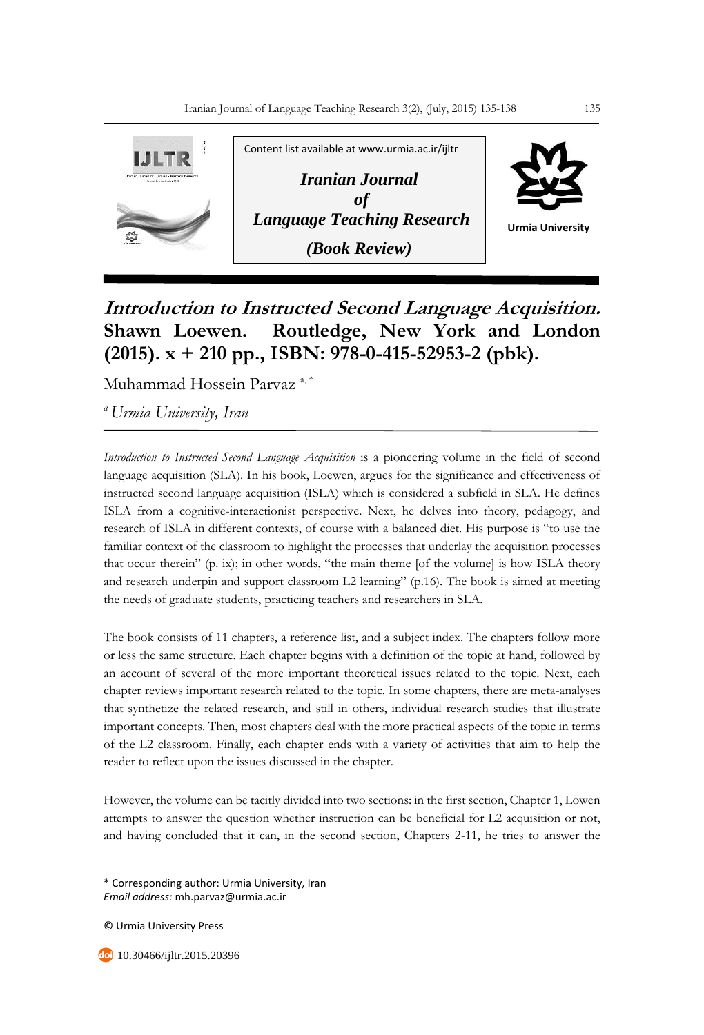Content list available at www.urmia.ac.ir/ijltr

***Iranian Journal of Language Teaching Research***

***(Book Review)***

Urmia University

# *Introduction to Instructed Second Language Acquisition.* Shawn Loewen. Routledge, New York and London (2015). x + 210 pp., ISBN: 978-0-415-52953-2 (pbk).

Muhammad Hossein Parvaz [a, *]

[a] *Urmia University, Iran*

*Introduction to Instructed Second Language Acquisition* is a pioneering volume in the field of second language acquisition (SLA). In his book, Loewen, argues for the significance and effectiveness of instructed second language acquisition (ISLA) which is considered a subfield in SLA. He defines ISLA from a cognitive-interactionist perspective. Next, he delves into theory, pedagogy, and research of ISLA in different contexts, of course with a balanced diet. His purpose is "to use the familiar context of the classroom to highlight the processes that underlay the acquisition processes that occur therein" (p. ix); in other words, "the main theme [of the volume] is how ISLA theory and research underpin and support classroom L2 learning" (p.16). The book is aimed at meeting the needs of graduate students, practicing teachers and researchers in SLA.

The book consists of 11 chapters, a reference list, and a subject index. The chapters follow more or less the same structure. Each chapter begins with a definition of the topic at hand, followed by an account of several of the more important theoretical issues related to the topic. Next, each chapter reviews important research related to the topic. In some chapters, there are meta-analyses that synthetize the related research, and still in others, individual research studies that illustrate important concepts. Then, most chapters deal with the more practical aspects of the topic in terms of the L2 classroom. Finally, each chapter ends with a variety of activities that aim to help the reader to reflect upon the issues discussed in the chapter.

However, the volume can be tacitly divided into two sections: in the first section, Chapter 1, Lowen attempts to answer the question whether instruction can be beneficial for L2 acquisition or not, and having concluded that it can, in the second section, Chapters 2-11, he tries to answer the

\* Corresponding author: Urmia University, Iran
*Email address:* mh.parvaz@urmia.ac.ir

© Urmia University Press

10.30466/ijltr.2015.20396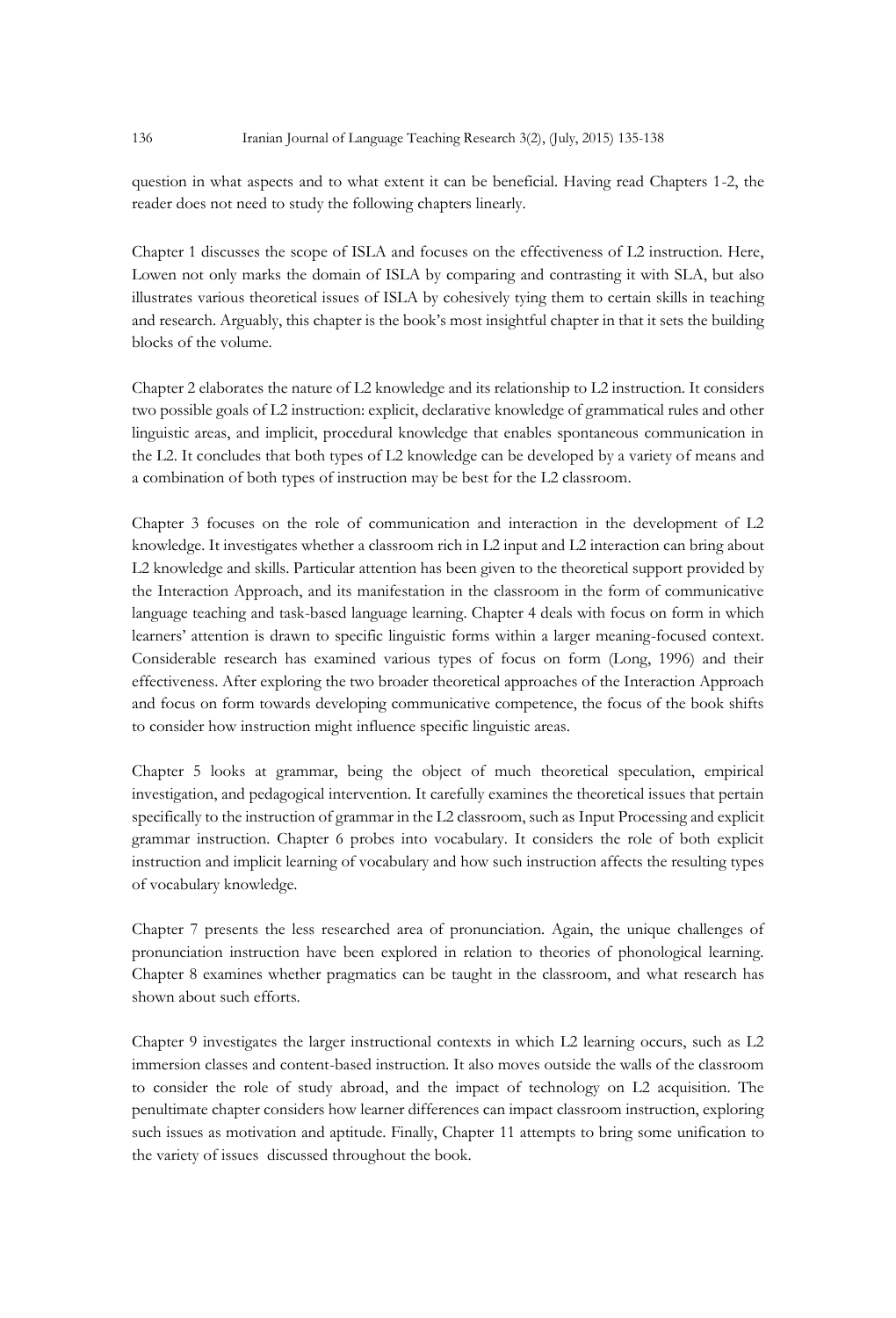question in what aspects and to what extent it can be beneficial. Having read Chapters 1-2, the reader does not need to study the following chapters linearly.

Chapter 1 discusses the scope of ISLA and focuses on the effectiveness of L2 instruction. Here, Lowen not only marks the domain of ISLA by comparing and contrasting it with SLA, but also illustrates various theoretical issues of ISLA by cohesively tying them to certain skills in teaching and research. Arguably, this chapter is the book's most insightful chapter in that it sets the building blocks of the volume.

Chapter 2 elaborates the nature of L2 knowledge and its relationship to L2 instruction. It considers two possible goals of L2 instruction: explicit, declarative knowledge of grammatical rules and other linguistic areas, and implicit, procedural knowledge that enables spontaneous communication in the L2. It concludes that both types of L2 knowledge can be developed by a variety of means and a combination of both types of instruction may be best for the L2 classroom.

Chapter 3 focuses on the role of communication and interaction in the development of L2 knowledge. It investigates whether a classroom rich in L2 input and L2 interaction can bring about L2 knowledge and skills. Particular attention has been given to the theoretical support provided by the Interaction Approach, and its manifestation in the classroom in the form of communicative language teaching and task-based language learning. Chapter 4 deals with focus on form in which learners' attention is drawn to specific linguistic forms within a larger meaning-focused context. Considerable research has examined various types of focus on form (Long, 1996) and their effectiveness. After exploring the two broader theoretical approaches of the Interaction Approach and focus on form towards developing communicative competence, the focus of the book shifts to consider how instruction might influence specific linguistic areas.

Chapter 5 looks at grammar, being the object of much theoretical speculation, empirical investigation, and pedagogical intervention. It carefully examines the theoretical issues that pertain specifically to the instruction of grammar in the L2 classroom, such as Input Processing and explicit grammar instruction. Chapter 6 probes into vocabulary. It considers the role of both explicit instruction and implicit learning of vocabulary and how such instruction affects the resulting types of vocabulary knowledge.

Chapter 7 presents the less researched area of pronunciation. Again, the unique challenges of pronunciation instruction have been explored in relation to theories of phonological learning. Chapter 8 examines whether pragmatics can be taught in the classroom, and what research has shown about such efforts.

Chapter 9 investigates the larger instructional contexts in which L2 learning occurs, such as L2 immersion classes and content-based instruction. It also moves outside the walls of the classroom to consider the role of study abroad, and the impact of technology on L2 acquisition. The penultimate chapter considers how learner differences can impact classroom instruction, exploring such issues as motivation and aptitude. Finally, Chapter 11 attempts to bring some unification to the variety of issues discussed throughout the book.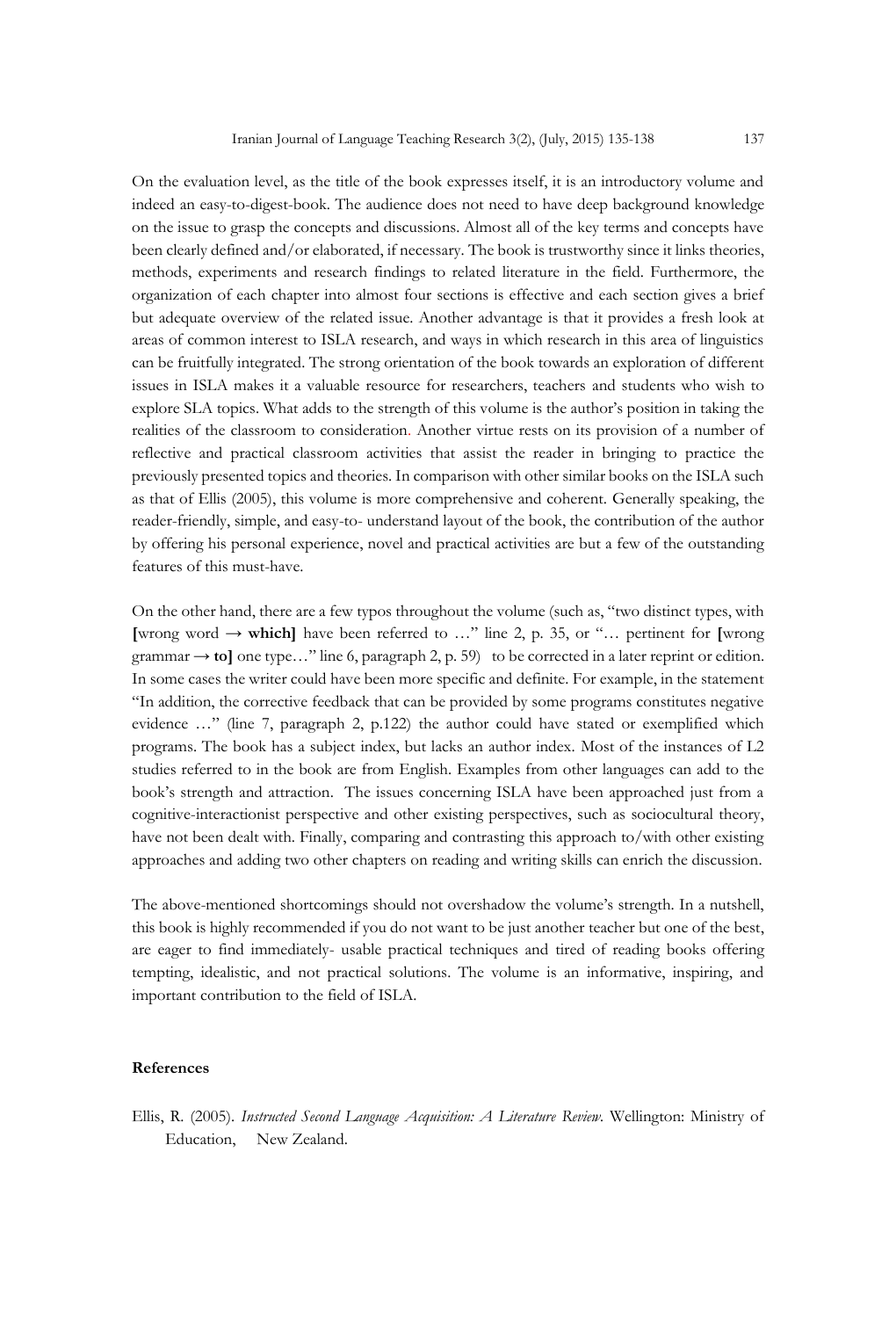On the evaluation level, as the title of the book expresses itself, it is an introductory volume and indeed an easy-to-digest-book. The audience does not need to have deep background knowledge on the issue to grasp the concepts and discussions. Almost all of the key terms and concepts have been clearly defined and/or elaborated, if necessary. The book is trustworthy since it links theories, methods, experiments and research findings to related literature in the field. Furthermore, the organization of each chapter into almost four sections is effective and each section gives a brief but adequate overview of the related issue. Another advantage is that it provides a fresh look at areas of common interest to ISLA research, and ways in which research in this area of linguistics can be fruitfully integrated. The strong orientation of the book towards an exploration of different issues in ISLA makes it a valuable resource for researchers, teachers and students who wish to explore SLA topics. What adds to the strength of this volume is the author's position in taking the realities of the classroom to consideration. Another virtue rests on its provision of a number of reflective and practical classroom activities that assist the reader in bringing to practice the previously presented topics and theories. In comparison with other similar books on the ISLA such as that of Ellis (2005), this volume is more comprehensive and coherent. Generally speaking, the reader-friendly, simple, and easy-to- understand layout of the book, the contribution of the author by offering his personal experience, novel and practical activities are but a few of the outstanding features of this must-have.

On the other hand, there are a few typos throughout the volume (such as, "two distinct types, with **[**wrong word → **which]** have been referred to …" line 2, p. 35, or "… pertinent for **[**wrong grammar → **to]** one type…" line 6, paragraph 2, p. 59) to be corrected in a later reprint or edition. In some cases the writer could have been more specific and definite. For example, in the statement "In addition, the corrective feedback that can be provided by some programs constitutes negative evidence …" (line 7, paragraph 2, p.122) the author could have stated or exemplified which programs. The book has a subject index, but lacks an author index. Most of the instances of L2 studies referred to in the book are from English. Examples from other languages can add to the book's strength and attraction. The issues concerning ISLA have been approached just from a cognitive-interactionist perspective and other existing perspectives, such as sociocultural theory, have not been dealt with. Finally, comparing and contrasting this approach to/with other existing approaches and adding two other chapters on reading and writing skills can enrich the discussion.

The above-mentioned shortcomings should not overshadow the volume's strength. In a nutshell, this book is highly recommended if you do not want to be just another teacher but one of the best, are eager to find immediately- usable practical techniques and tired of reading books offering tempting, idealistic, and not practical solutions. The volume is an informative, inspiring, and important contribution to the field of ISLA.

## References

Ellis, R. (2005). *Instructed Second Language Acquisition: A Literature Review*. Wellington: Ministry of Education, New Zealand.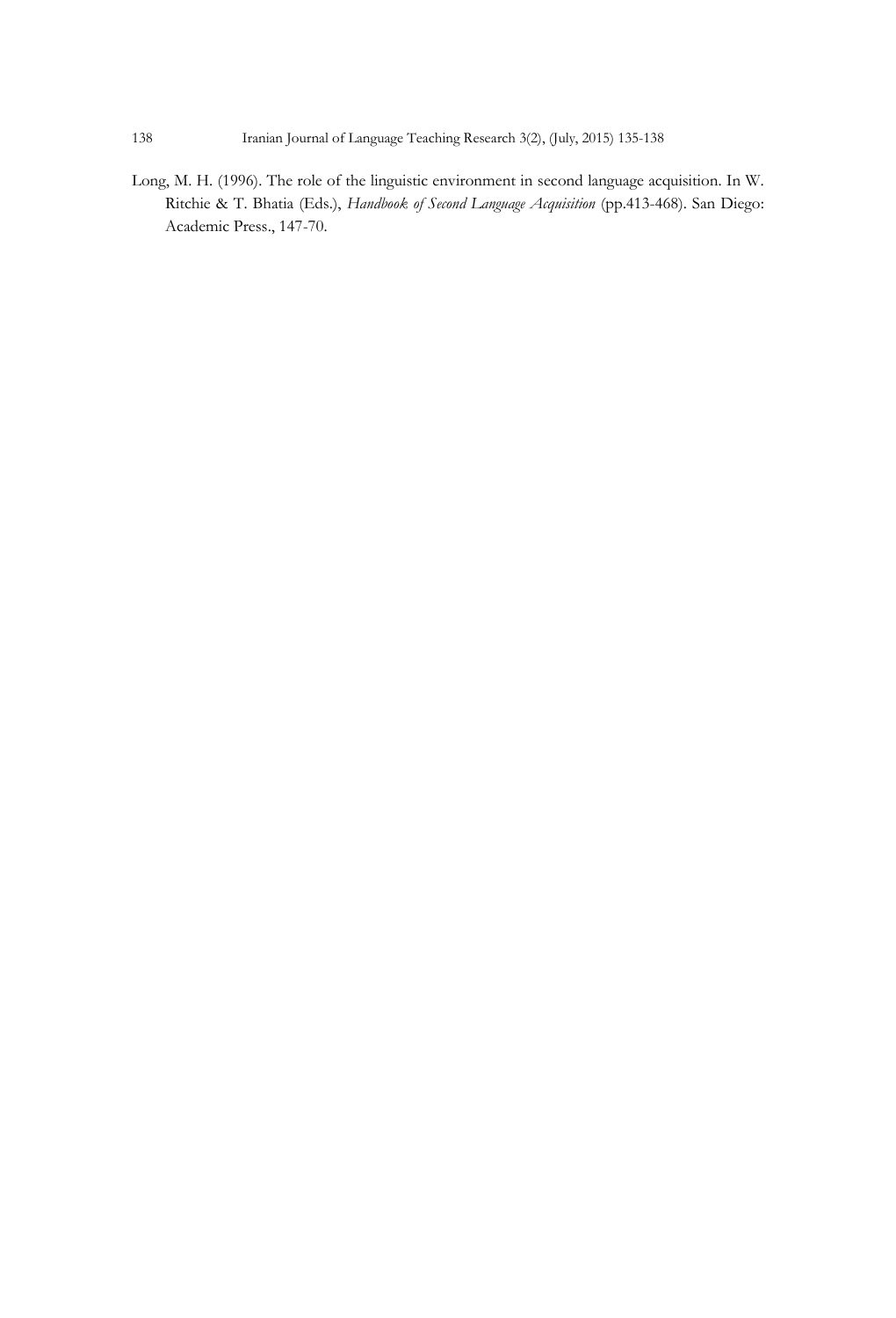Long, M. H. (1996). The role of the linguistic environment in second language acquisition. In W. Ritchie & T. Bhatia (Eds.), *Handbook of Second Language Acquisition* (pp.413-468). San Diego: Academic Press., 147-70.